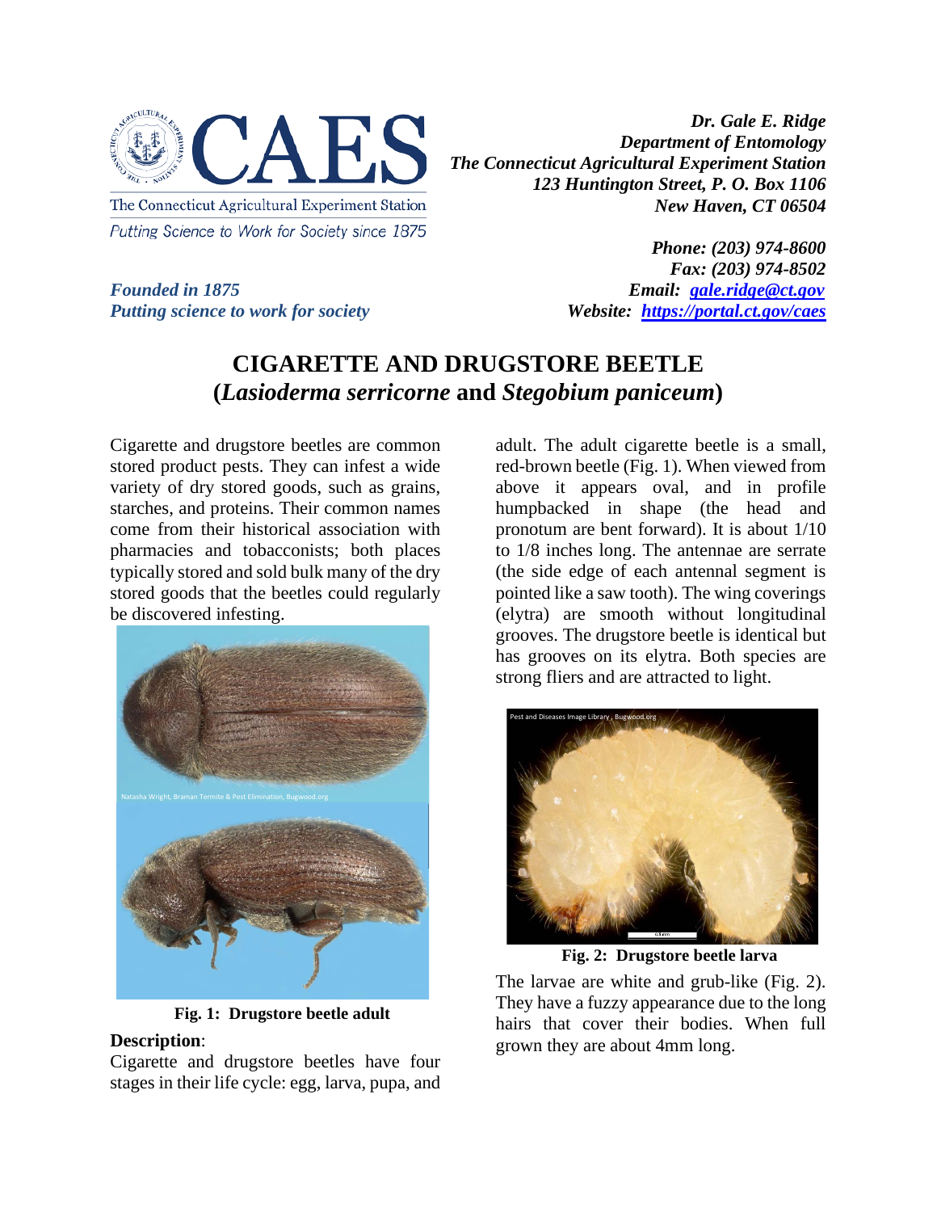The Connecticut Agricultural Experiment Station
*Putting Science to Work for Society since 1875*

***Founded in 1875***
***Putting science to work for society***

***Dr. Gale E. Ridge***
***Department of Entomology***
***The Connecticut Agricultural Experiment Station***
***123 Huntington Street, P. O. Box 1106***
***New Haven, CT 06504***

***Phone: (203) 974-8600***
***Fax: (203) 974-8502***
***Email: [gale.ridge@ct.gov](mailto:gale.ridge@ct.gov)***
***Website: [https://portal.ct.gov/caes](https://portal.ct.gov/caes)***

# CIGARETTE AND DRUGSTORE BEETLE (*Lasioderma serricorne* and *Stegobium paniceum*)

Cigarette and drugstore beetles are common stored product pests. They can infest a wide variety of dry stored goods, such as grains, starches, and proteins. Their common names come from their historical association with pharmacies and tobacconists; both places typically stored and sold bulk many of the dry stored goods that the beetles could regularly be discovered infesting.

**Fig. 1: Drugstore beetle adult**

**Description**:

Cigarette and drugstore beetles have four stages in their life cycle: egg, larva, pupa, and adult. The adult cigarette beetle is a small, red-brown beetle (Fig. 1). When viewed from above it appears oval, and in profile humpbacked in shape (the head and pronotum are bent forward). It is about 1/10 to 1/8 inches long. The antennae are serrate (the side edge of each antennal segment is pointed like a saw tooth). The wing coverings (elytra) are smooth without longitudinal grooves. The drugstore beetle is identical but has grooves on its elytra. Both species are strong fliers and are attracted to light.

**Fig. 2: Drugstore beetle larva**

The larvae are white and grub-like (Fig. 2). They have a fuzzy appearance due to the long hairs that cover their bodies. When full grown they are about 4mm long.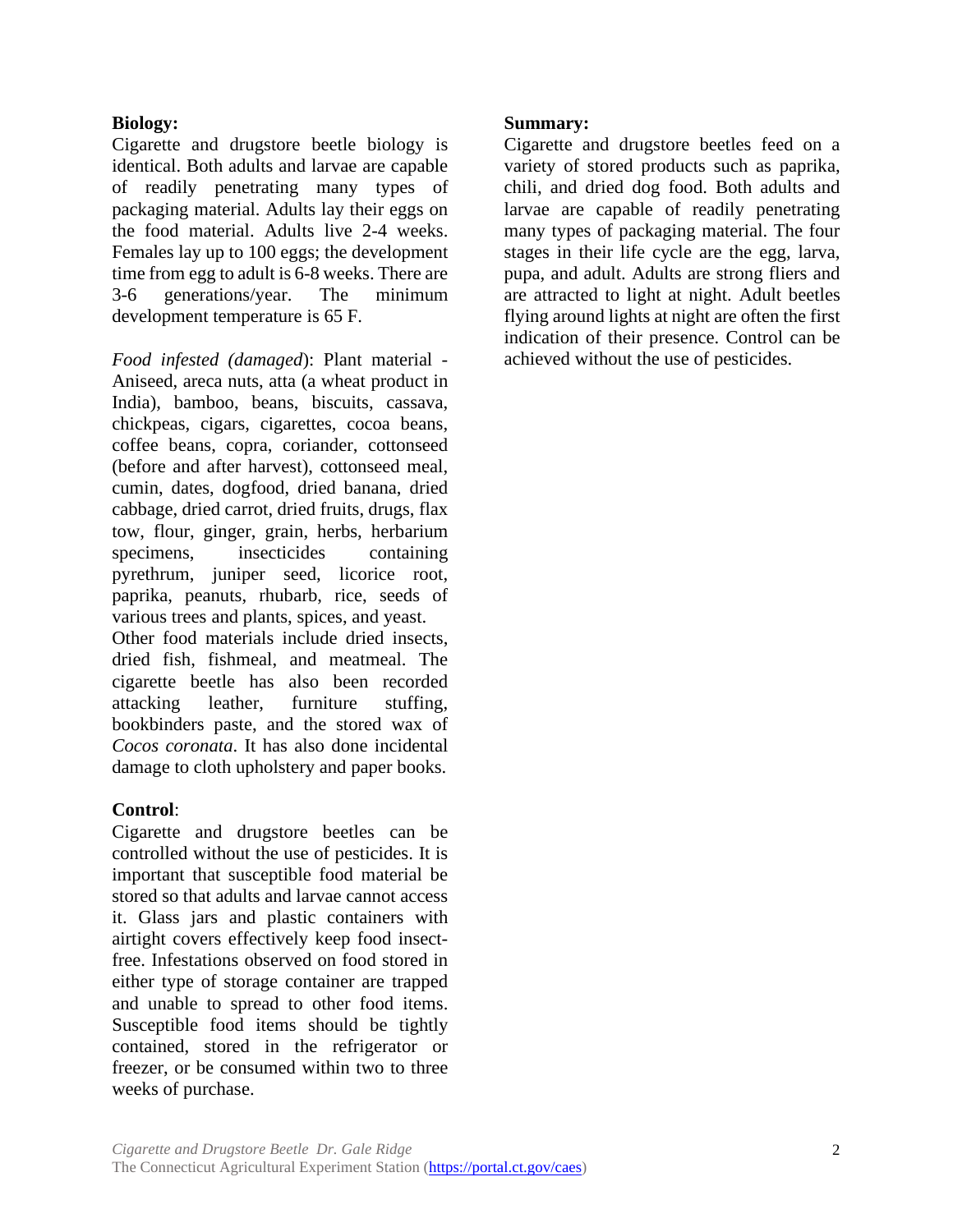**Biology:**

Cigarette and drugstore beetle biology is identical. Both adults and larvae are capable of readily penetrating many types of packaging material. Adults lay their eggs on the food material. Adults live 2-4 weeks. Females lay up to 100 eggs; the development time from egg to adult is 6-8 weeks. There are 3-6 generations/year. The minimum development temperature is 65 F.

*Food infested (damaged*): Plant material - Aniseed, areca nuts, atta (a wheat product in India), bamboo, beans, biscuits, cassava, chickpeas, cigars, cigarettes, cocoa beans, coffee beans, copra, coriander, cottonseed (before and after harvest), cottonseed meal, cumin, dates, dogfood, dried banana, dried cabbage, dried carrot, dried fruits, drugs, flax tow, flour, ginger, grain, herbs, herbarium specimens, insecticides containing pyrethrum, juniper seed, licorice root, paprika, peanuts, rhubarb, rice, seeds of various trees and plants, spices, and yeast. Other food materials include dried insects, dried fish, fishmeal, and meatmeal. The cigarette beetle has also been recorded attacking leather, furniture stuffing, bookbinders paste, and the stored wax of *Cocos coronata*. It has also done incidental damage to cloth upholstery and paper books.

**Control**:

Cigarette and drugstore beetles can be controlled without the use of pesticides. It is important that susceptible food material be stored so that adults and larvae cannot access it. Glass jars and plastic containers with airtight covers effectively keep food insect-free. Infestations observed on food stored in either type of storage container are trapped and unable to spread to other food items. Susceptible food items should be tightly contained, stored in the refrigerator or freezer, or be consumed within two to three weeks of purchase.

**Summary:**

Cigarette and drugstore beetles feed on a variety of stored products such as paprika, chili, and dried dog food. Both adults and larvae are capable of readily penetrating many types of packaging material. The four stages in their life cycle are the egg, larva, pupa, and adult. Adults are strong fliers and are attracted to light at night. Adult beetles flying around lights at night are often the first indication of their presence. Control can be achieved without the use of pesticides.